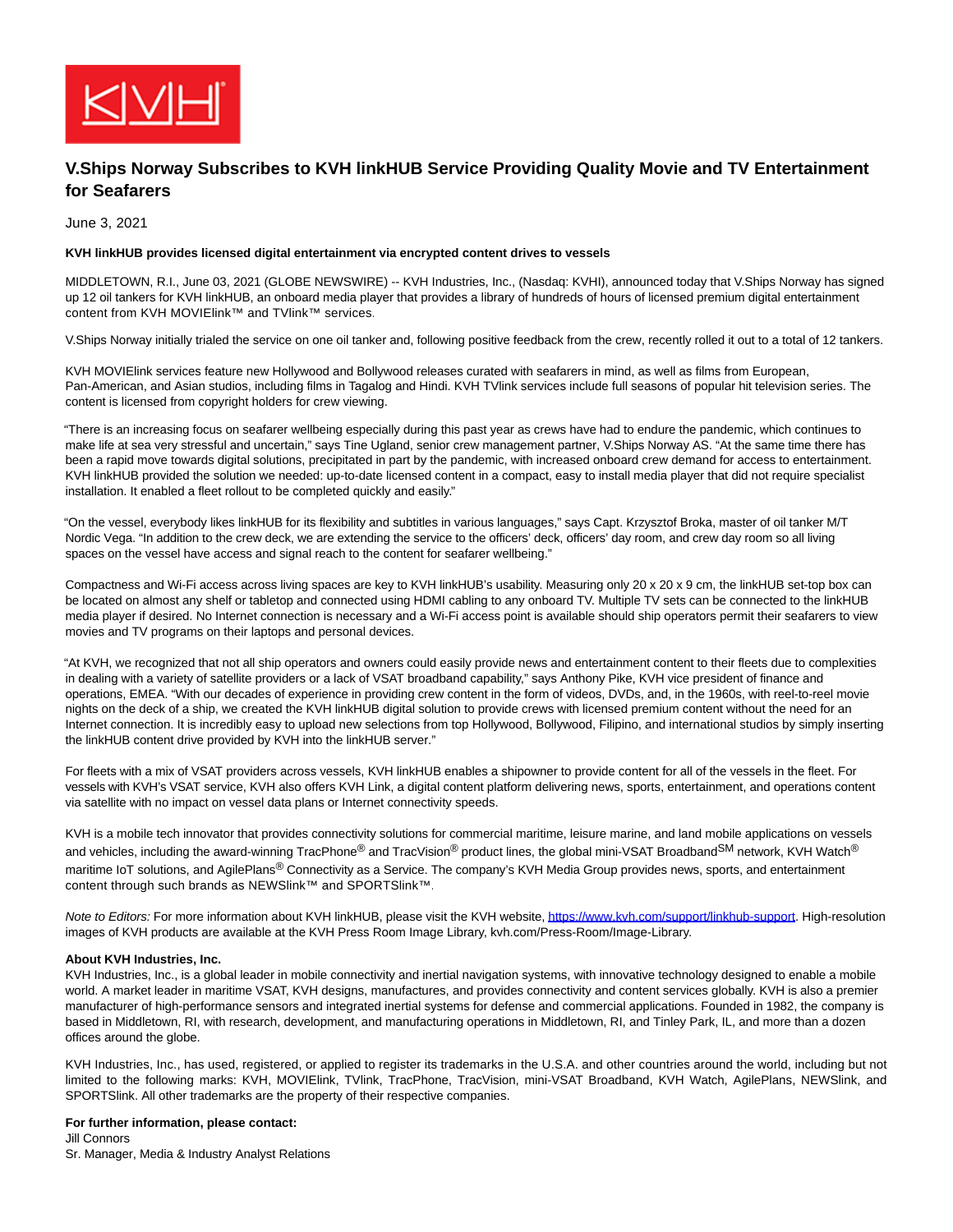# V.Ships Norway Subscribes to KVH linkHUB Service Providing Quality Movie and TV Entertainment for Seafarers

June 3, 2021

**KVH linkHUB provides licensed digital entertainment via encrypted content drives to vessels**

MIDDLETOWN, R.I., June 03, 2021 (GLOBE NEWSWIRE) -- KVH Industries, Inc., (Nasdaq: KVHI), announced today that V.Ships Norway has signed up 12 oil tankers for KVH linkHUB, an onboard media player that provides a library of hundreds of hours of licensed premium digital entertainment content from KVH MOVIElink™ and TVlink™ services.

V.Ships Norway initially trialed the service on one oil tanker and, following positive feedback from the crew, recently rolled it out to a total of 12 tankers.

KVH MOVIElink services feature new Hollywood and Bollywood releases curated with seafarers in mind, as well as films from European, Pan-American, and Asian studios, including films in Tagalog and Hindi. KVH TVlink services include full seasons of popular hit television series. The content is licensed from copyright holders for crew viewing.

"There is an increasing focus on seafarer wellbeing especially during this past year as crews have had to endure the pandemic, which continues to make life at sea very stressful and uncertain," says Tine Ugland, senior crew management partner, V.Ships Norway AS. "At the same time there has been a rapid move towards digital solutions, precipitated in part by the pandemic, with increased onboard crew demand for access to entertainment. KVH linkHUB provided the solution we needed: up-to-date licensed content in a compact, easy to install media player that did not require specialist installation. It enabled a fleet rollout to be completed quickly and easily."

"On the vessel, everybody likes linkHUB for its flexibility and subtitles in various languages," says Capt. Krzysztof Broka, master of oil tanker M/T Nordic Vega. "In addition to the crew deck, we are extending the service to the officers' deck, officers' day room, and crew day room so all living spaces on the vessel have access and signal reach to the content for seafarer wellbeing."

Compactness and Wi-Fi access across living spaces are key to KVH linkHUB's usability. Measuring only 20 x 20 x 9 cm, the linkHUB set-top box can be located on almost any shelf or tabletop and connected using HDMI cabling to any onboard TV. Multiple TV sets can be connected to the linkHUB media player if desired. No Internet connection is necessary and a Wi-Fi access point is available should ship operators permit their seafarers to view movies and TV programs on their laptops and personal devices.

"At KVH, we recognized that not all ship operators and owners could easily provide news and entertainment content to their fleets due to complexities in dealing with a variety of satellite providers or a lack of VSAT broadband capability," says Anthony Pike, KVH vice president of finance and operations, EMEA. "With our decades of experience in providing crew content in the form of videos, DVDs, and, in the 1960s, with reel-to-reel movie nights on the deck of a ship, we created the KVH linkHUB digital solution to provide crews with licensed premium content without the need for an Internet connection. It is incredibly easy to upload new selections from top Hollywood, Bollywood, Filipino, and international studios by simply inserting the linkHUB content drive provided by KVH into the linkHUB server."

For fleets with a mix of VSAT providers across vessels, KVH linkHUB enables a shipowner to provide content for all of the vessels in the fleet. For vessels with KVH's VSAT service, KVH also offers KVH Link, a digital content platform delivering news, sports, entertainment, and operations content via satellite with no impact on vessel data plans or Internet connectivity speeds.

KVH is a mobile tech innovator that provides connectivity solutions for commercial maritime, leisure marine, and land mobile applications on vessels and vehicles, including the award-winning TracPhone® and TracVision® product lines, the global mini-VSAT Broadband℠ network, KVH Watch® maritime IoT solutions, and AgilePlans® Connectivity as a Service. The company's KVH Media Group provides news, sports, and entertainment content through such brands as NEWSlink™ and SPORTSlink™.

*Note to Editors:* For more information about KVH linkHUB, please visit the KVH website, https://www.kvh.com/support/linkhub-support. High-resolution images of KVH products are available at the KVH Press Room Image Library, kvh.com/Press-Room/Image-Library.

**About KVH Industries, Inc.**
KVH Industries, Inc., is a global leader in mobile connectivity and inertial navigation systems, with innovative technology designed to enable a mobile world. A market leader in maritime VSAT, KVH designs, manufactures, and provides connectivity and content services globally. KVH is also a premier manufacturer of high-performance sensors and integrated inertial systems for defense and commercial applications. Founded in 1982, the company is based in Middletown, RI, with research, development, and manufacturing operations in Middletown, RI, and Tinley Park, IL, and more than a dozen offices around the globe.

KVH Industries, Inc., has used, registered, or applied to register its trademarks in the U.S.A. and other countries around the world, including but not limited to the following marks: KVH, MOVIElink, TVlink, TracPhone, TracVision, mini-VSAT Broadband, KVH Watch, AgilePlans, NEWSlink, and SPORTSlink. All other trademarks are the property of their respective companies.

**For further information, please contact:**
Jill Connors
Sr. Manager, Media & Industry Analyst Relations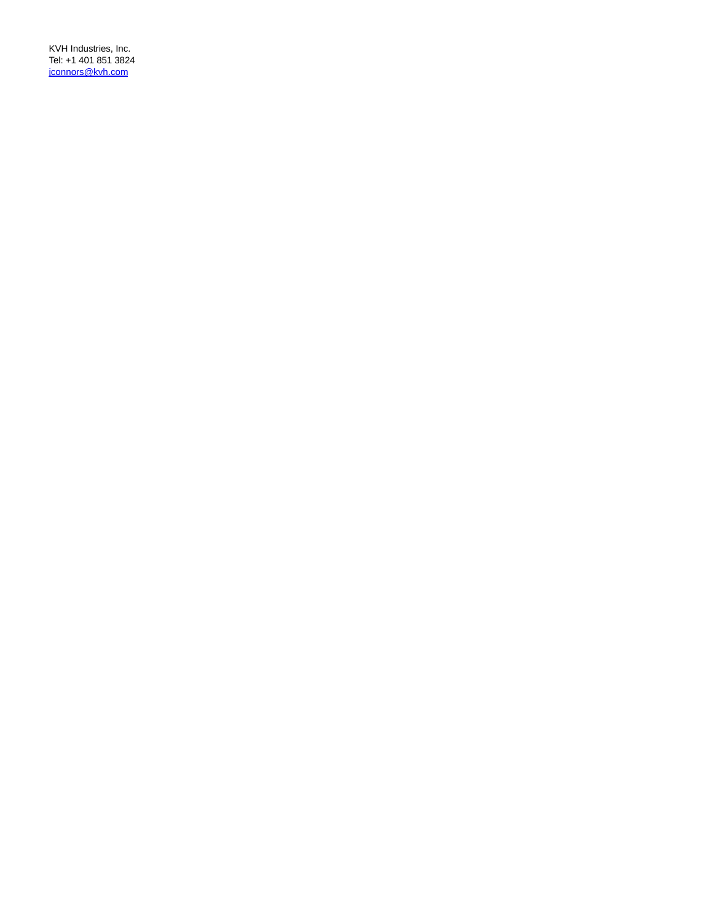KVH Industries, Inc.
Tel: +1 401 851 3824
jconnors@kvh.com